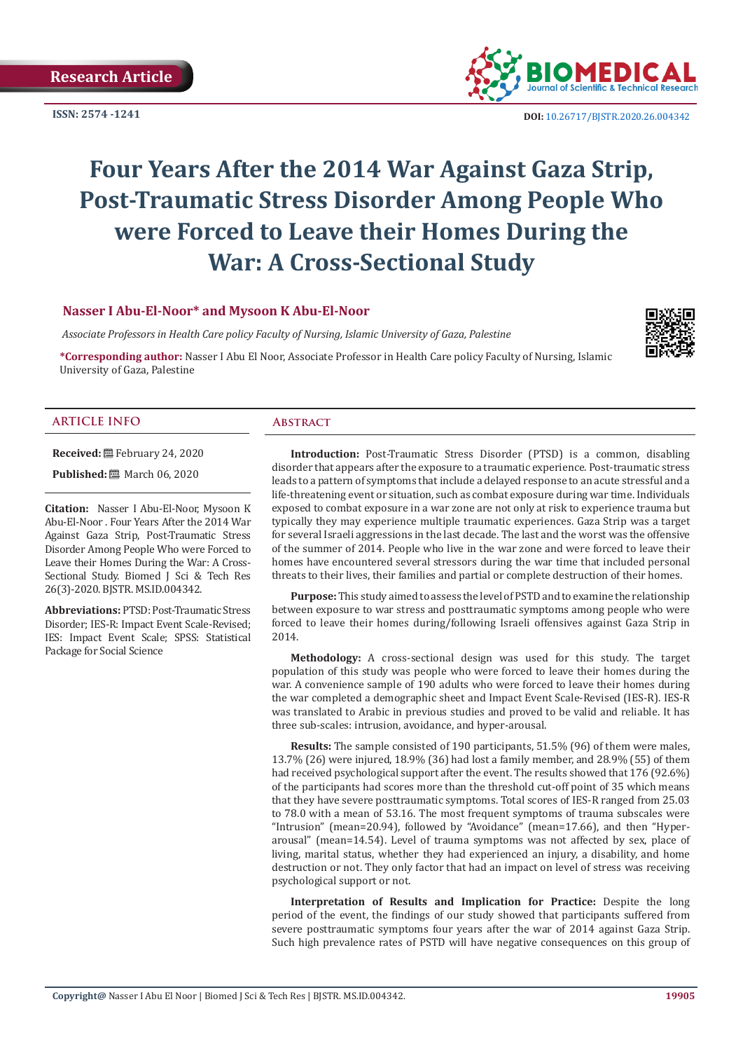Research Article

ISSN: 2574 -1241

DOI: 10.26717/BJSTR.2020.26.004342

# Four Years After the 2014 War Against Gaza Strip, Post-Traumatic Stress Disorder Among People Who were Forced to Leave their Homes During the War: A Cross-Sectional Study

**Nasser I Abu-El-Noor* and Mysoon K Abu-El-Noor**

*Associate Professors in Health Care policy Faculty of Nursing, Islamic University of Gaza, Palestine*

**\*Corresponding author:** Nasser I Abu El Noor, Associate Professor in Health Care policy Faculty of Nursing, Islamic University of Gaza, Palestine

## ARTICLE INFO

**Received:** February 24, 2020

**Published:** March 06, 2020

**Citation:** Nasser I Abu-El-Noor, Mysoon K Abu-El-Noor . Four Years After the 2014 War Against Gaza Strip, Post-Traumatic Stress Disorder Among People Who were Forced to Leave their Homes During the War: A Cross-Sectional Study. Biomed J Sci & Tech Res 26(3)-2020. BJSTR. MS.ID.004342.

**Abbreviations:** PTSD: Post-Traumatic Stress Disorder; IES-R: Impact Event Scale-Revised; IES: Impact Event Scale; SPSS: Statistical Package for Social Science

## Abstract

**Introduction:** Post-Traumatic Stress Disorder (PTSD) is a common, disabling disorder that appears after the exposure to a traumatic experience. Post-traumatic stress leads to a pattern of symptoms that include a delayed response to an acute stressful and a life-threatening event or situation, such as combat exposure during war time. Individuals exposed to combat exposure in a war zone are not only at risk to experience trauma but typically they may experience multiple traumatic experiences. Gaza Strip was a target for several Israeli aggressions in the last decade. The last and the worst was the offensive of the summer of 2014. People who live in the war zone and were forced to leave their homes have encountered several stressors during the war time that included personal threats to their lives, their families and partial or complete destruction of their homes.

**Purpose:** This study aimed to assess the level of PSTD and to examine the relationship between exposure to war stress and posttraumatic symptoms among people who were forced to leave their homes during/following Israeli offensives against Gaza Strip in 2014.

**Methodology:** A cross-sectional design was used for this study. The target population of this study was people who were forced to leave their homes during the war. A convenience sample of 190 adults who were forced to leave their homes during the war completed a demographic sheet and Impact Event Scale-Revised (IES-R). IES-R was translated to Arabic in previous studies and proved to be valid and reliable. It has three sub-scales: intrusion, avoidance, and hyper-arousal.

**Results:** The sample consisted of 190 participants, 51.5% (96) of them were males, 13.7% (26) were injured, 18.9% (36) had lost a family member, and 28.9% (55) of them had received psychological support after the event. The results showed that 176 (92.6%) of the participants had scores more than the threshold cut-off point of 35 which means that they have severe posttraumatic symptoms. Total scores of IES-R ranged from 25.03 to 78.0 with a mean of 53.16. The most frequent symptoms of trauma subscales were "Intrusion" (mean=20.94), followed by "Avoidance" (mean=17.66), and then "Hyper-arousal" (mean=14.54). Level of trauma symptoms was not affected by sex, place of living, marital status, whether they had experienced an injury, a disability, and home destruction or not. They only factor that had an impact on level of stress was receiving psychological support or not.

**Interpretation of Results and Implication for Practice:** Despite the long period of the event, the findings of our study showed that participants suffered from severe posttraumatic symptoms four years after the war of 2014 against Gaza Strip. Such high prevalence rates of PSTD will have negative consequences on this group of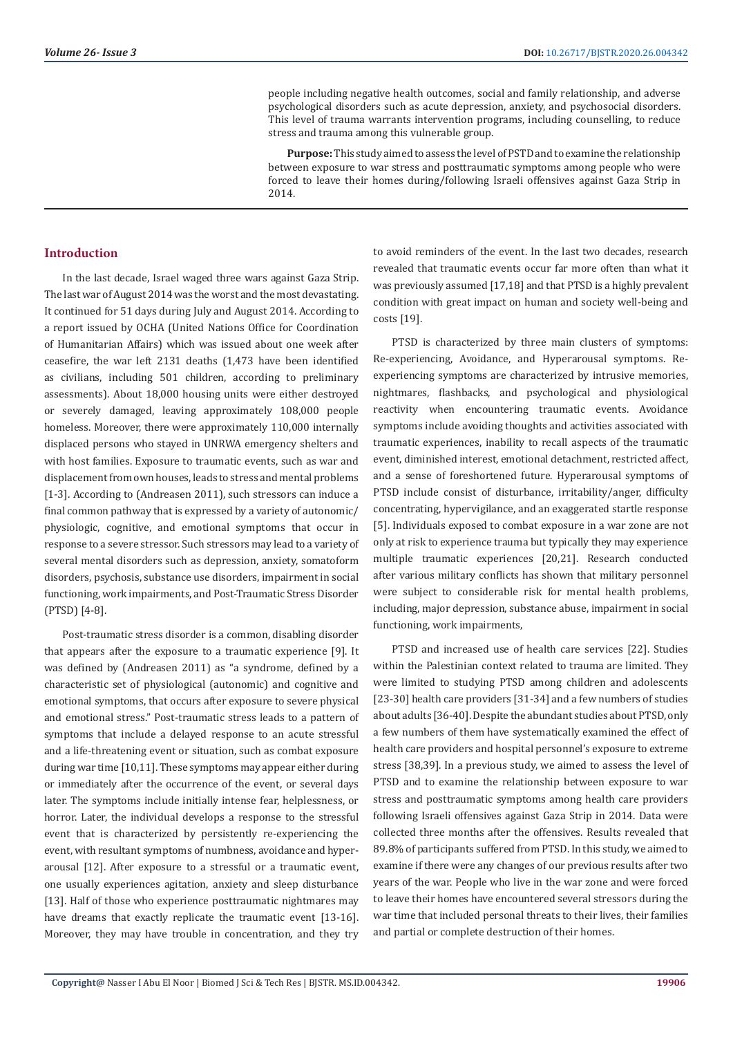people including negative health outcomes, social and family relationship, and adverse psychological disorders such as acute depression, anxiety, and psychosocial disorders. This level of trauma warrants intervention programs, including counselling, to reduce stress and trauma among this vulnerable group.

**Purpose:** This study aimed to assess the level of PSTD and to examine the relationship between exposure to war stress and posttraumatic symptoms among people who were forced to leave their homes during/following Israeli offensives against Gaza Strip in 2014.

## Introduction

In the last decade, Israel waged three wars against Gaza Strip. The last war of August 2014 was the worst and the most devastating. It continued for 51 days during July and August 2014. According to a report issued by OCHA (United Nations Office for Coordination of Humanitarian Affairs) which was issued about one week after ceasefire, the war left 2131 deaths (1,473 have been identified as civilians, including 501 children, according to preliminary assessments). About 18,000 housing units were either destroyed or severely damaged, leaving approximately 108,000 people homeless. Moreover, there were approximately 110,000 internally displaced persons who stayed in UNRWA emergency shelters and with host families. Exposure to traumatic events, such as war and displacement from own houses, leads to stress and mental problems [1-3]. According to (Andreasen 2011), such stressors can induce a final common pathway that is expressed by a variety of autonomic/ physiologic, cognitive, and emotional symptoms that occur in response to a severe stressor. Such stressors may lead to a variety of several mental disorders such as depression, anxiety, somatoform disorders, psychosis, substance use disorders, impairment in social functioning, work impairments, and Post-Traumatic Stress Disorder (PTSD) [4-8].

Post-traumatic stress disorder is a common, disabling disorder that appears after the exposure to a traumatic experience [9]. It was defined by (Andreasen 2011) as "a syndrome, defined by a characteristic set of physiological (autonomic) and cognitive and emotional symptoms, that occurs after exposure to severe physical and emotional stress." Post-traumatic stress leads to a pattern of symptoms that include a delayed response to an acute stressful and a life-threatening event or situation, such as combat exposure during war time [10,11]. These symptoms may appear either during or immediately after the occurrence of the event, or several days later. The symptoms include initially intense fear, helplessness, or horror. Later, the individual develops a response to the stressful event that is characterized by persistently re-experiencing the event, with resultant symptoms of numbness, avoidance and hyper-arousal [12]. After exposure to a stressful or a traumatic event, one usually experiences agitation, anxiety and sleep disturbance [13]. Half of those who experience posttraumatic nightmares may have dreams that exactly replicate the traumatic event [13-16]. Moreover, they may have trouble in concentration, and they try to avoid reminders of the event. In the last two decades, research revealed that traumatic events occur far more often than what it was previously assumed [17,18] and that PTSD is a highly prevalent condition with great impact on human and society well-being and costs [19].

PTSD is characterized by three main clusters of symptoms: Re-experiencing, Avoidance, and Hyperarousal symptoms. Re-experiencing symptoms are characterized by intrusive memories, nightmares, flashbacks, and psychological and physiological reactivity when encountering traumatic events. Avoidance symptoms include avoiding thoughts and activities associated with traumatic experiences, inability to recall aspects of the traumatic event, diminished interest, emotional detachment, restricted affect, and a sense of foreshortened future. Hyperarousal symptoms of PTSD include consist of disturbance, irritability/anger, difficulty concentrating, hypervigilance, and an exaggerated startle response [5]. Individuals exposed to combat exposure in a war zone are not only at risk to experience trauma but typically they may experience multiple traumatic experiences [20,21]. Research conducted after various military conflicts has shown that military personnel were subject to considerable risk for mental health problems, including, major depression, substance abuse, impairment in social functioning, work impairments,

PTSD and increased use of health care services [22]. Studies within the Palestinian context related to trauma are limited. They were limited to studying PTSD among children and adolescents [23-30] health care providers [31-34] and a few numbers of studies about adults [36-40]. Despite the abundant studies about PTSD, only a few numbers of them have systematically examined the effect of health care providers and hospital personnel's exposure to extreme stress [38,39]. In a previous study, we aimed to assess the level of PTSD and to examine the relationship between exposure to war stress and posttraumatic symptoms among health care providers following Israeli offensives against Gaza Strip in 2014. Data were collected three months after the offensives. Results revealed that 89.8% of participants suffered from PTSD. In this study, we aimed to examine if there were any changes of our previous results after two years of the war. People who live in the war zone and were forced to leave their homes have encountered several stressors during the war time that included personal threats to their lives, their families and partial or complete destruction of their homes.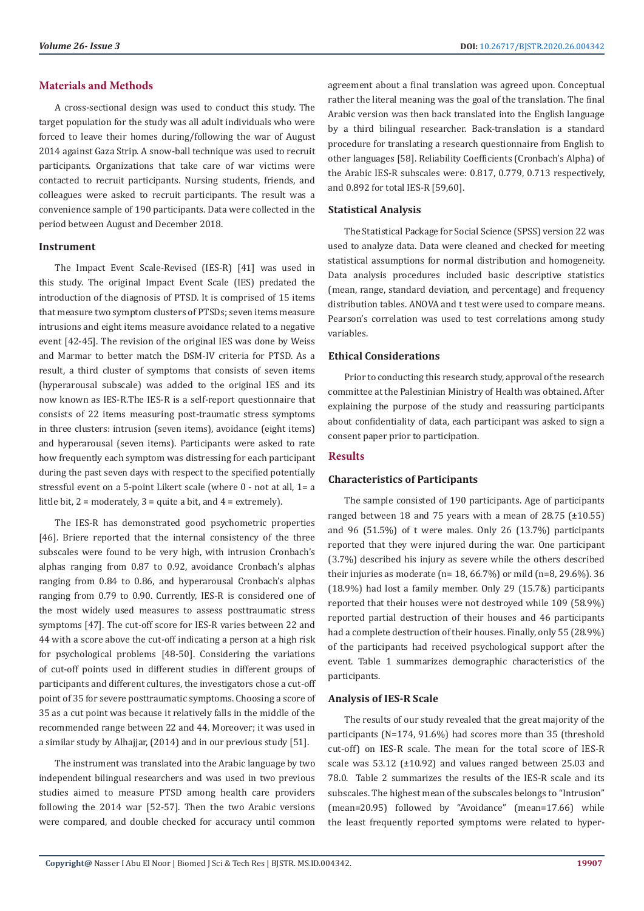## Materials and Methods

A cross-sectional design was used to conduct this study. The target population for the study was all adult individuals who were forced to leave their homes during/following the war of August 2014 against Gaza Strip. A snow-ball technique was used to recruit participants. Organizations that take care of war victims were contacted to recruit participants. Nursing students, friends, and colleagues were asked to recruit participants. The result was a convenience sample of 190 participants. Data were collected in the period between August and December 2018.

### Instrument

The Impact Event Scale-Revised (IES-R) [41] was used in this study. The original Impact Event Scale (IES) predated the introduction of the diagnosis of PTSD. It is comprised of 15 items that measure two symptom clusters of PTSDs; seven items measure intrusions and eight items measure avoidance related to a negative event [42-45]. The revision of the original IES was done by Weiss and Marmar to better match the DSM-IV criteria for PTSD. As a result, a third cluster of symptoms that consists of seven items (hyperarousal subscale) was added to the original IES and its now known as IES-R.The IES-R is a self-report questionnaire that consists of 22 items measuring post-traumatic stress symptoms in three clusters: intrusion (seven items), avoidance (eight items) and hyperarousal (seven items). Participants were asked to rate how frequently each symptom was distressing for each participant during the past seven days with respect to the specified potentially stressful event on a 5-point Likert scale (where 0 - not at all, 1= a little bit, 2 = moderately, 3 = quite a bit, and 4 = extremely).

The IES-R has demonstrated good psychometric properties [46]. Briere reported that the internal consistency of the three subscales were found to be very high, with intrusion Cronbach's alphas ranging from 0.87 to 0.92, avoidance Cronbach's alphas ranging from 0.84 to 0.86, and hyperarousal Cronbach's alphas ranging from 0.79 to 0.90. Currently, IES-R is considered one of the most widely used measures to assess posttraumatic stress symptoms [47]. The cut-off score for IES-R varies between 22 and 44 with a score above the cut-off indicating a person at a high risk for psychological problems [48-50]. Considering the variations of cut-off points used in different studies in different groups of participants and different cultures, the investigators chose a cut-off point of 35 for severe posttraumatic symptoms. Choosing a score of 35 as a cut point was because it relatively falls in the middle of the recommended range between 22 and 44. Moreover; it was used in a similar study by Alhajjar, (2014) and in our previous study [51].

The instrument was translated into the Arabic language by two independent bilingual researchers and was used in two previous studies aimed to measure PTSD among health care providers following the 2014 war [52-57]. Then the two Arabic versions were compared, and double checked for accuracy until common agreement about a final translation was agreed upon. Conceptual rather the literal meaning was the goal of the translation. The final Arabic version was then back translated into the English language by a third bilingual researcher. Back-translation is a standard procedure for translating a research questionnaire from English to other languages [58]. Reliability Coefficients (Cronbach's Alpha) of the Arabic IES-R subscales were: 0.817, 0.779, 0.713 respectively, and 0.892 for total IES-R [59,60].

### Statistical Analysis

The Statistical Package for Social Science (SPSS) version 22 was used to analyze data. Data were cleaned and checked for meeting statistical assumptions for normal distribution and homogeneity. Data analysis procedures included basic descriptive statistics (mean, range, standard deviation, and percentage) and frequency distribution tables. ANOVA and t test were used to compare means. Pearson's correlation was used to test correlations among study variables.

### Ethical Considerations

Prior to conducting this research study, approval of the research committee at the Palestinian Ministry of Health was obtained. After explaining the purpose of the study and reassuring participants about confidentiality of data, each participant was asked to sign a consent paper prior to participation.

## Results

### Characteristics of Participants

The sample consisted of 190 participants. Age of participants ranged between 18 and 75 years with a mean of 28.75 (±10.55) and 96 (51.5%) of t were males. Only 26 (13.7%) participants reported that they were injured during the war. One participant (3.7%) described his injury as severe while the others described their injuries as moderate (n= 18, 66.7%) or mild (n=8, 29.6%). 36 (18.9%) had lost a family member. Only 29 (15.7&) participants reported that their houses were not destroyed while 109 (58.9%) reported partial destruction of their houses and 46 participants had a complete destruction of their houses. Finally, only 55 (28.9%) of the participants had received psychological support after the event. Table 1 summarizes demographic characteristics of the participants.

### Analysis of IES-R Scale

The results of our study revealed that the great majority of the participants (N=174, 91.6%) had scores more than 35 (threshold cut-off) on IES-R scale. The mean for the total score of IES-R scale was 53.12 (±10.92) and values ranged between 25.03 and 78.0. Table 2 summarizes the results of the IES-R scale and its subscales. The highest mean of the subscales belongs to "Intrusion" (mean=20.95) followed by "Avoidance" (mean=17.66) while the least frequently reported symptoms were related to hyper-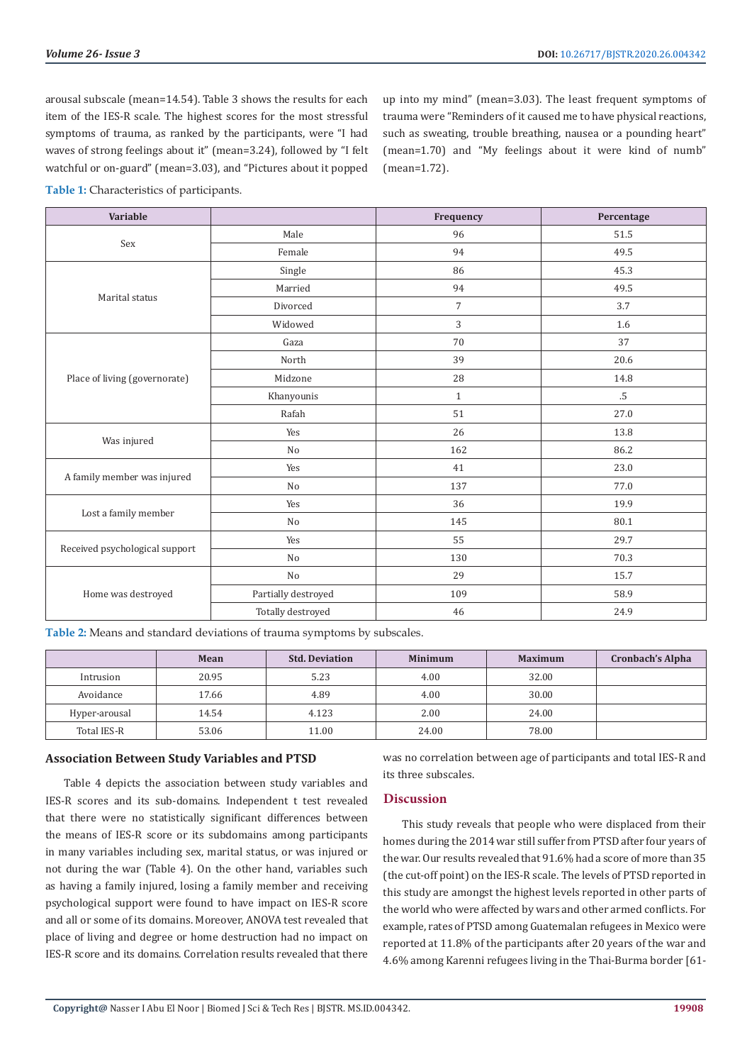arousal subscale (mean=14.54). Table 3 shows the results for each item of the IES-R scale. The highest scores for the most stressful symptoms of trauma, as ranked by the participants, were "I had waves of strong feelings about it" (mean=3.24), followed by "I felt watchful or on-guard" (mean=3.03), and "Pictures about it popped up into my mind" (mean=3.03). The least frequent symptoms of trauma were "Reminders of it caused me to have physical reactions, such as sweating, trouble breathing, nausea or a pounding heart" (mean=1.70) and "My feelings about it were kind of numb" (mean=1.72).

**Table 1:** Characteristics of participants.

| Variable | | Frequency | Percentage |
|---|---|---|---|
| Sex | Male | 96 | 51.5 |
| | Female | 94 | 49.5 |
| Marital status | Single | 86 | 45.3 |
| | Married | 94 | 49.5 |
| | Divorced | 7 | 3.7 |
| | Widowed | 3 | 1.6 |
| Place of living (governorate) | Gaza | 70 | 37 |
| | North | 39 | 20.6 |
| | Midzone | 28 | 14.8 |
| | Khanyounis | 1 | .5 |
| | Rafah | 51 | 27.0 |
| Was injured | Yes | 26 | 13.8 |
| | No | 162 | 86.2 |
| A family member was injured | Yes | 41 | 23.0 |
| | No | 137 | 77.0 |
| Lost a family member | Yes | 36 | 19.9 |
| | No | 145 | 80.1 |
| Received psychological support | Yes | 55 | 29.7 |
| | No | 130 | 70.3 |
| Home was destroyed | No | 29 | 15.7 |
| | Partially destroyed | 109 | 58.9 |
| | Totally destroyed | 46 | 24.9 |

**Table 2:** Means and standard deviations of trauma symptoms by subscales.

| | Mean | Std. Deviation | Minimum | Maximum | Cronbach's Alpha |
|---|---|---|---|---|---|
| Intrusion | 20.95 | 5.23 | 4.00 | 32.00 | |
| Avoidance | 17.66 | 4.89 | 4.00 | 30.00 | |
| Hyper-arousal | 14.54 | 4.123 | 2.00 | 24.00 | |
| Total IES-R | 53.06 | 11.00 | 24.00 | 78.00 | |

### Association Between Study Variables and PTSD

Table 4 depicts the association between study variables and IES-R scores and its sub-domains. Independent t test revealed that there were no statistically significant differences between the means of IES-R score or its subdomains among participants in many variables including sex, marital status, or was injured or not during the war (Table 4). On the other hand, variables such as having a family injured, losing a family member and receiving psychological support were found to have impact on IES-R score and all or some of its domains. Moreover, ANOVA test revealed that place of living and degree or home destruction had no impact on IES-R score and its domains. Correlation results revealed that there was no correlation between age of participants and total IES-R and its three subscales.

## Discussion

This study reveals that people who were displaced from their homes during the 2014 war still suffer from PTSD after four years of the war. Our results revealed that 91.6% had a score of more than 35 (the cut-off point) on the IES-R scale. The levels of PTSD reported in this study are amongst the highest levels reported in other parts of the world who were affected by wars and other armed conflicts. For example, rates of PTSD among Guatemalan refugees in Mexico were reported at 11.8% of the participants after 20 years of the war and 4.6% among Karenni refugees living in the Thai-Burma border [61-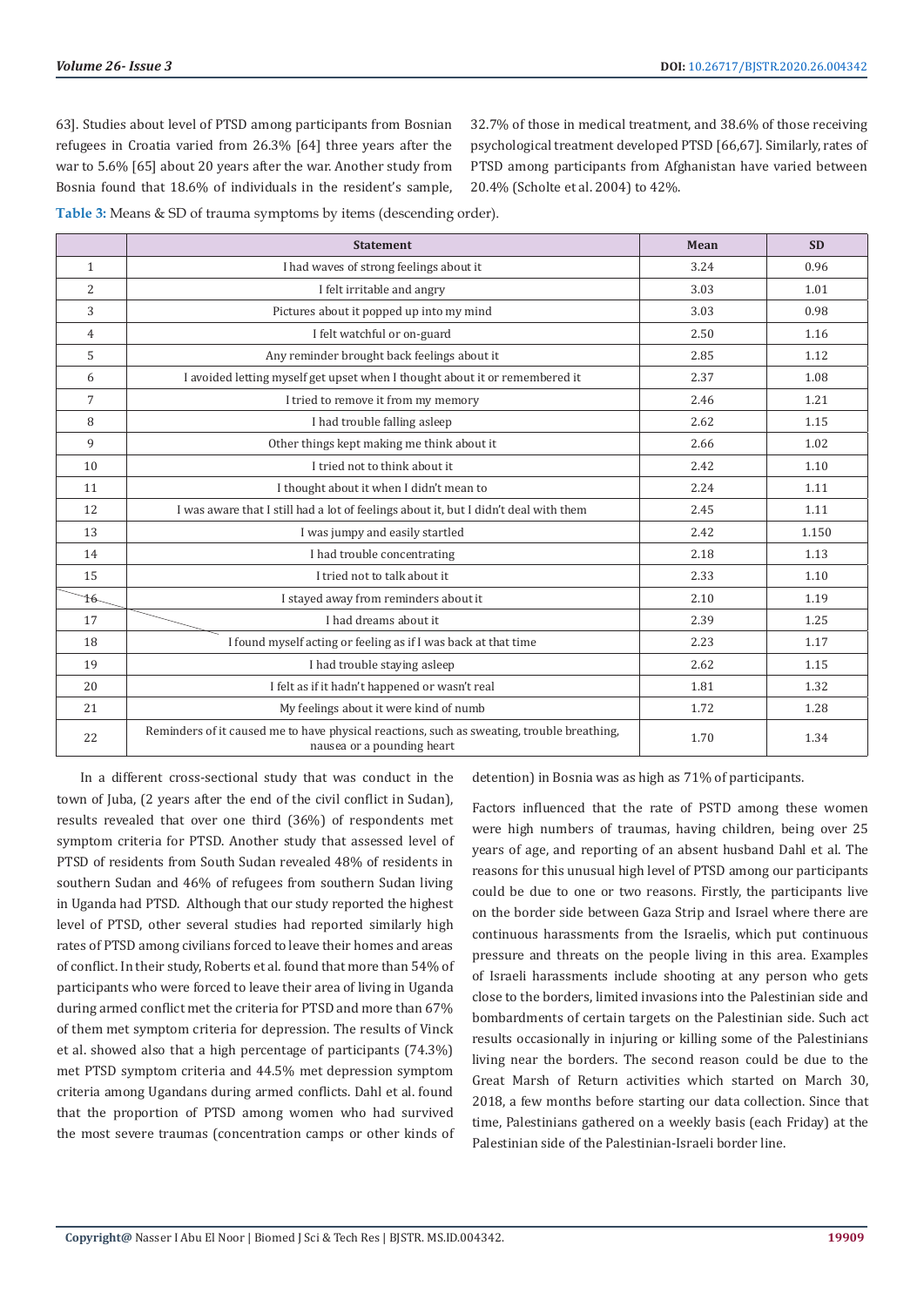63]. Studies about level of PTSD among participants from Bosnian refugees in Croatia varied from 26.3% [64] three years after the war to 5.6% [65] about 20 years after the war. Another study from Bosnia found that 18.6% of individuals in the resident's sample, 32.7% of those in medical treatment, and 38.6% of those receiving psychological treatment developed PTSD [66,67]. Similarly, rates of PTSD among participants from Afghanistan have varied between 20.4% (Scholte et al. 2004) to 42%.

**Table 3:** Means & SD of trauma symptoms by items (descending order).

| | Statement | Mean | SD |
|---|---|---|---|
| 1 | I had waves of strong feelings about it | 3.24 | 0.96 |
| 2 | I felt irritable and angry | 3.03 | 1.01 |
| 3 | Pictures about it popped up into my mind | 3.03 | 0.98 |
| 4 | I felt watchful or on-guard | 2.50 | 1.16 |
| 5 | Any reminder brought back feelings about it | 2.85 | 1.12 |
| 6 | I avoided letting myself get upset when I thought about it or remembered it | 2.37 | 1.08 |
| 7 | I tried to remove it from my memory | 2.46 | 1.21 |
| 8 | I had trouble falling asleep | 2.62 | 1.15 |
| 9 | Other things kept making me think about it | 2.66 | 1.02 |
| 10 | I tried not to think about it | 2.42 | 1.10 |
| 11 | I thought about it when I didn't mean to | 2.24 | 1.11 |
| 12 | I was aware that I still had a lot of feelings about it, but I didn't deal with them | 2.45 | 1.11 |
| 13 | I was jumpy and easily startled | 2.42 | 1.150 |
| 14 | I had trouble concentrating | 2.18 | 1.13 |
| 15 | I tried not to talk about it | 2.33 | 1.10 |
| 16 | I stayed away from reminders about it | 2.10 | 1.19 |
| 17 | I had dreams about it | 2.39 | 1.25 |
| 18 | I found myself acting or feeling as if I was back at that time | 2.23 | 1.17 |
| 19 | I had trouble staying asleep | 2.62 | 1.15 |
| 20 | I felt as if it hadn't happened or wasn't real | 1.81 | 1.32 |
| 21 | My feelings about it were kind of numb | 1.72 | 1.28 |
| 22 | Reminders of it caused me to have physical reactions, such as sweating, trouble breathing, nausea or a pounding heart | 1.70 | 1.34 |

In a different cross-sectional study that was conduct in the town of Juba, (2 years after the end of the civil conflict in Sudan), results revealed that over one third (36%) of respondents met symptom criteria for PTSD. Another study that assessed level of PTSD of residents from South Sudan revealed 48% of residents in southern Sudan and 46% of refugees from southern Sudan living in Uganda had PTSD. Although that our study reported the highest level of PTSD, other several studies had reported similarly high rates of PTSD among civilians forced to leave their homes and areas of conflict. In their study, Roberts et al. found that more than 54% of participants who were forced to leave their area of living in Uganda during armed conflict met the criteria for PTSD and more than 67% of them met symptom criteria for depression. The results of Vinck et al. showed also that a high percentage of participants (74.3%) met PTSD symptom criteria and 44.5% met depression symptom criteria among Ugandans during armed conflicts. Dahl et al. found that the proportion of PTSD among women who had survived the most severe traumas (concentration camps or other kinds of detention) in Bosnia was as high as 71% of participants.

Factors influenced that the rate of PSTD among these women were high numbers of traumas, having children, being over 25 years of age, and reporting of an absent husband Dahl et al. The reasons for this unusual high level of PTSD among our participants could be due to one or two reasons. Firstly, the participants live on the border side between Gaza Strip and Israel where there are continuous harassments from the Israelis, which put continuous pressure and threats on the people living in this area. Examples of Israeli harassments include shooting at any person who gets close to the borders, limited invasions into the Palestinian side and bombardments of certain targets on the Palestinian side. Such act results occasionally in injuring or killing some of the Palestinians living near the borders. The second reason could be due to the Great Marsh of Return activities which started on March 30, 2018, a few months before starting our data collection. Since that time, Palestinians gathered on a weekly basis (each Friday) at the Palestinian side of the Palestinian-Israeli border line.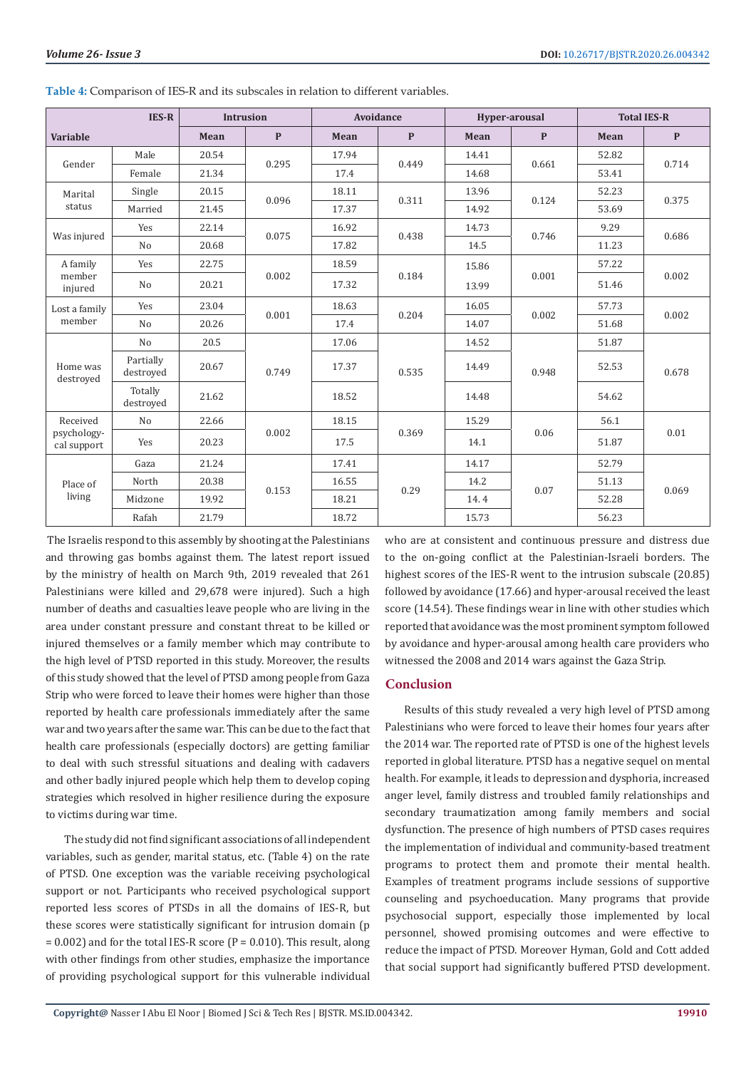**Table 4:** Comparison of IES-R and its subscales in relation to different variables.

| Variable | IES-R | Intrusion | | Avoidance | | Hyper-arousal | | Total IES-R | |
|---|---|---|---|---|---|---|---|---|---|
| | | Mean | P | Mean | P | Mean | P | Mean | P |
| Gender | Male | 20.54 | 0.295 | 17.94 | 0.449 | 14.41 | 0.661 | 52.82 | 0.714 |
| | Female | 21.34 | | 17.4 | | 14.68 | | 53.41 | |
| Marital status | Single | 20.15 | 0.096 | 18.11 | 0.311 | 13.96 | 0.124 | 52.23 | 0.375 |
| | Married | 21.45 | | 17.37 | | 14.92 | | 53.69 | |
| Was injured | Yes | 22.14 | 0.075 | 16.92 | 0.438 | 14.73 | 0.746 | 9.29 | 0.686 |
| | No | 20.68 | | 17.82 | | 14.5 | | 11.23 | |
| A family member injured | Yes | 22.75 | 0.002 | 18.59 | 0.184 | 15.86 | 0.001 | 57.22 | 0.002 |
| | No | 20.21 | | 17.32 | | 13.99 | | 51.46 | |
| Lost a family member | Yes | 23.04 | 0.001 | 18.63 | 0.204 | 16.05 | 0.002 | 57.73 | 0.002 |
| | No | 20.26 | | 17.4 | | 14.07 | | 51.68 | |
| Home was destroyed | No | 20.5 | 0.749 | 17.06 | 0.535 | 14.52 | 0.948 | 51.87 | 0.678 |
| | Partially destroyed | 20.67 | | 17.37 | | 14.49 | | 52.53 | |
| | Totally destroyed | 21.62 | | 18.52 | | 14.48 | | 54.62 | |
| Received psychological support | No | 22.66 | 0.002 | 18.15 | 0.369 | 15.29 | 0.06 | 56.1 | 0.01 |
| | Yes | 20.23 | | 17.5 | | 14.1 | | 51.87 | |
| Place of living | Gaza | 21.24 | 0.153 | 17.41 | 0.29 | 14.17 | 0.07 | 52.79 | 0.069 |
| | North | 20.38 | | 16.55 | | 14.2 | | 51.13 | |
| | Midzone | 19.92 | | 18.21 | | 14. 4 | | 52.28 | |
| | Rafah | 21.79 | | 18.72 | | 15.73 | | 56.23 | |

The Israelis respond to this assembly by shooting at the Palestinians and throwing gas bombs against them. The latest report issued by the ministry of health on March 9th, 2019 revealed that 261 Palestinians were killed and 29,678 were injured). Such a high number of deaths and casualties leave people who are living in the area under constant pressure and constant threat to be killed or injured themselves or a family member which may contribute to the high level of PTSD reported in this study. Moreover, the results of this study showed that the level of PTSD among people from Gaza Strip who were forced to leave their homes were higher than those reported by health care professionals immediately after the same war and two years after the same war. This can be due to the fact that health care professionals (especially doctors) are getting familiar to deal with such stressful situations and dealing with cadavers and other badly injured people which help them to develop coping strategies which resolved in higher resilience during the exposure to victims during war time.

The study did not find significant associations of all independent variables, such as gender, marital status, etc. (Table 4) on the rate of PTSD. One exception was the variable receiving psychological support or not. Participants who received psychological support reported less scores of PTSDs in all the domains of IES-R, but these scores were statistically significant for intrusion domain (p = 0.002) and for the total IES-R score (P = 0.010). This result, along with other findings from other studies, emphasize the importance of providing psychological support for this vulnerable individual who are at consistent and continuous pressure and distress due to the on-going conflict at the Palestinian-Israeli borders. The highest scores of the IES-R went to the intrusion subscale (20.85) followed by avoidance (17.66) and hyper-arousal received the least score (14.54). These findings wear in line with other studies which reported that avoidance was the most prominent symptom followed by avoidance and hyper-arousal among health care providers who witnessed the 2008 and 2014 wars against the Gaza Strip.

## Conclusion

Results of this study revealed a very high level of PTSD among Palestinians who were forced to leave their homes four years after the 2014 war. The reported rate of PTSD is one of the highest levels reported in global literature. PTSD has a negative sequel on mental health. For example, it leads to depression and dysphoria, increased anger level, family distress and troubled family relationships and secondary traumatization among family members and social dysfunction. The presence of high numbers of PTSD cases requires the implementation of individual and community-based treatment programs to protect them and promote their mental health. Examples of treatment programs include sessions of supportive counseling and psychoeducation. Many programs that provide psychosocial support, especially those implemented by local personnel, showed promising outcomes and were effective to reduce the impact of PTSD. Moreover Hyman, Gold and Cott added that social support had significantly buffered PTSD development.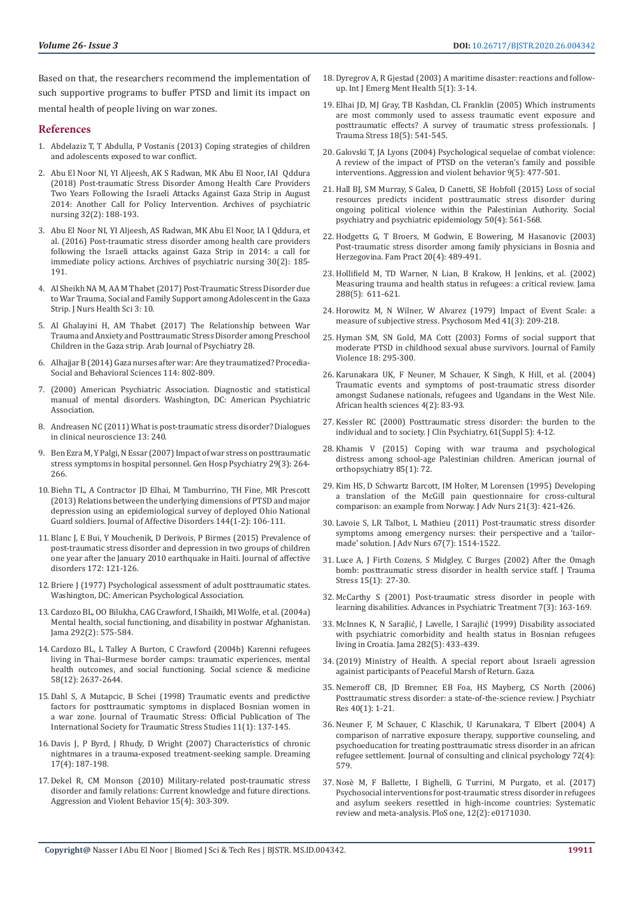Based on that, the researchers recommend the implementation of such supportive programs to buffer PTSD and limit its impact on mental health of people living on war zones.

## References

1. Abdelaziz T, T Abdulla, P Vostanis (2013) Coping strategies of children and adolescents exposed to war conflict.
2. Abu El Noor NI, YI Aljeesh, AK S Radwan, MK Abu El Noor, IAI Qddura (2018) Post-traumatic Stress Disorder Among Health Care Providers Two Years Following the Israeli Attacks Against Gaza Strip in August 2014: Another Call for Policy Intervention. Archives of psychiatric nursing 32(2): 188-193.
3. Abu El Noor NI, YI Aljeesh, AS Radwan, MK Abu El Noor, IA I Qddura, et al. (2016) Post-traumatic stress disorder among health care providers following the Israeli attacks against Gaza Strip in 2014: a call for immediate policy actions. Archives of psychiatric nursing 30(2): 185-191.
4. Al Sheikh NA M, AA M Thabet (2017) Post-Traumatic Stress Disorder due to War Trauma, Social and Family Support among Adolescent in the Gaza Strip. J Nurs Health Sci 3: 10.
5. Al Ghalayini H, AM Thabet (2017) The Relationship between War Trauma and Anxiety and Posttraumatic Stress Disorder among Preschool Children in the Gaza strip. Arab Journal of Psychiatry 28.
6. Alhajjar B (2014) Gaza nurses after war: Are they traumatized? Procedia-Social and Behavioral Sciences 114: 802-809.
7. (2000) American Psychiatric Association. Diagnostic and statistical manual of mental disorders. Washington, DC: American Psychiatric Association.
8. Andreasen NC (2011) What is post-traumatic stress disorder? Dialogues in clinical neuroscience 13: 240.
9. Ben Ezra M, Y Palgi, N Essar (2007) Impact of war stress on posttraumatic stress symptoms in hospital personnel. Gen Hosp Psychiatry 29(3): 264-266.
10. Biehn TL, A Contractor JD Elhai, M Tamburrino, TH Fine, MR Prescott (2013) Relations between the underlying dimensions of PTSD and major depression using an epidemiological survey of deployed Ohio National Guard soldiers. Journal of Affective Disorders 144(1-2): 106-111.
11. Blanc J, E Bui, Y Mouchenik, D Derivois, P Birmes (2015) Prevalence of post-traumatic stress disorder and depression in two groups of children one year after the January 2010 earthquake in Haiti. Journal of affective disorders 172: 121-126.
12. Briere J (1977) Psychological assessment of adult posttraumatic states. Washington, DC: American Psychological Association.
13. Cardozo BL, OO Bilukha, CAG Crawford, I Shaikh, MI Wolfe, et al. (2004a) Mental health, social functioning, and disability in postwar Afghanistan. Jama 292(2): 575-584.
14. Cardozo BL, L Talley A Burton, C Crawford (2004b) Karenni refugees living in Thai–Burmese border camps: traumatic experiences, mental health outcomes, and social functioning. Social science & medicine 58(12): 2637-2644.
15. Dahl S, A Mutapcic, B Schei (1998) Traumatic events and predictive factors for posttraumatic symptoms in displaced Bosnian women in a war zone. Journal of Traumatic Stress: Official Publication of The International Society for Traumatic Stress Studies 11(1): 137-145.
16. Davis J, P Byrd, J Rhudy, D Wright (2007) Characteristics of chronic nightmares in a trauma-exposed treatment-seeking sample. Dreaming 17(4): 187-198.
17. Dekel R, CM Monson (2010) Military-related post-traumatic stress disorder and family relations: Current knowledge and future directions. Aggression and Violent Behavior 15(4): 303-309.
18. Dyregrov A, R Gjestad (2003) A maritime disaster: reactions and follow-up. Int J Emerg Ment Health 5(1): 3-14.
19. Elhai JD, MJ Gray, TB Kashdan, CL Franklin (2005) Which instruments are most commonly used to assess traumatic event exposure and posttraumatic effects? A survey of traumatic stress professionals. J Trauma Stress 18(5): 541-545.
20. Galovski T, JA Lyons (2004) Psychological sequelae of combat violence: A review of the impact of PTSD on the veteran's family and possible interventions. Aggression and violent behavior 9(5): 477-501.
21. Hall BJ, SM Murray, S Galea, D Canetti, SE Hobfoll (2015) Loss of social resources predicts incident posttraumatic stress disorder during ongoing political violence within the Palestinian Authority. Social psychiatry and psychiatric epidemiology 50(4): 561-568.
22. Hodgetts G, T Broers, M Godwin, E Bowering, M Hasanovic (2003) Post-traumatic stress disorder among family physicians in Bosnia and Herzegovina. Fam Pract 20(4): 489-491.
23. Hollifield M, TD Warner, N Lian, B Krakow, H Jenkins, et al. (2002) Measuring trauma and health status in refugees: a critical review. Jama 288(5): 611-621.
24. Horowitz M, N Wilner, W Alvarez (1979) Impact of Event Scale: a measure of subjective stress. Psychosom Med 41(3): 209-218.
25. Hyman SM, SN Gold, MA Cott (2003) Forms of social support that moderate PTSD in childhood sexual abuse survivors. Journal of Family Violence 18: 295-300.
26. Karunakara UK, F Neuner, M Schauer, K Singh, K Hill, et al. (2004) Traumatic events and symptoms of post-traumatic stress disorder amongst Sudanese nationals, refugees and Ugandans in the West Nile. African health sciences 4(2): 83-93.
27. Kessler RC (2000) Posttraumatic stress disorder: the burden to the individual and to society. J Clin Psychiatry, 61(Suppl 5): 4-12.
28. Khamis V (2015) Coping with war trauma and psychological distress among school-age Palestinian children. American journal of orthopsychiatry 85(1): 72.
29. Kim HS, D Schwartz Barcott, IM Holter, M Lorensen (1995) Developing a translation of the McGill pain questionnaire for cross-cultural comparison: an example from Norway. J Adv Nurs 21(3): 421-426.
30. Lavoie S, LR Talbot, L Mathieu (2011) Post-traumatic stress disorder symptoms among emergency nurses: their perspective and a 'tailor-made' solution. J Adv Nurs 67(7): 1514-1522.
31. Luce A, J Firth Cozens, S Midgley, C Burges (2002) After the Omagh bomb: posttraumatic stress disorder in health service staff. J Trauma Stress 15(1): 27-30.
32. McCarthy S (2001) Post-traumatic stress disorder in people with learning disabilities. Advances in Psychiatric Treatment 7(3): 163-169.
33. McInnes K, N Sarajlić, J Lavelle, I Sarajlić (1999) Disability associated with psychiatric comorbidity and health status in Bosnian refugees living in Croatia. Jama 282(5): 433-439.
34. (2019) Ministry of Health. A special report about Israeli agression against participants of Peaceful Marsh of Return. Gaza.
35. Nemeroff CB, JD Bremner, EB Foa, HS Mayberg, CS North (2006) Posttraumatic stress disorder: a state-of-the-science review. J Psychiatr Res 40(1): 1-21.
36. Neuner F, M Schauer, C Klaschik, U Karunakara, T Elbert (2004) A comparison of narrative exposure therapy, supportive counseling, and psychoeducation for treating posttraumatic stress disorder in an african refugee settlement. Journal of consulting and clinical psychology 72(4): 579.
37. Nosè M, F Ballette, I Bighelli, G Turrini, M Purgato, et al. (2017) Psychosocial interventions for post-traumatic stress disorder in refugees and asylum seekers resettled in high-income countries: Systematic review and meta-analysis. PloS one, 12(2): e0171030.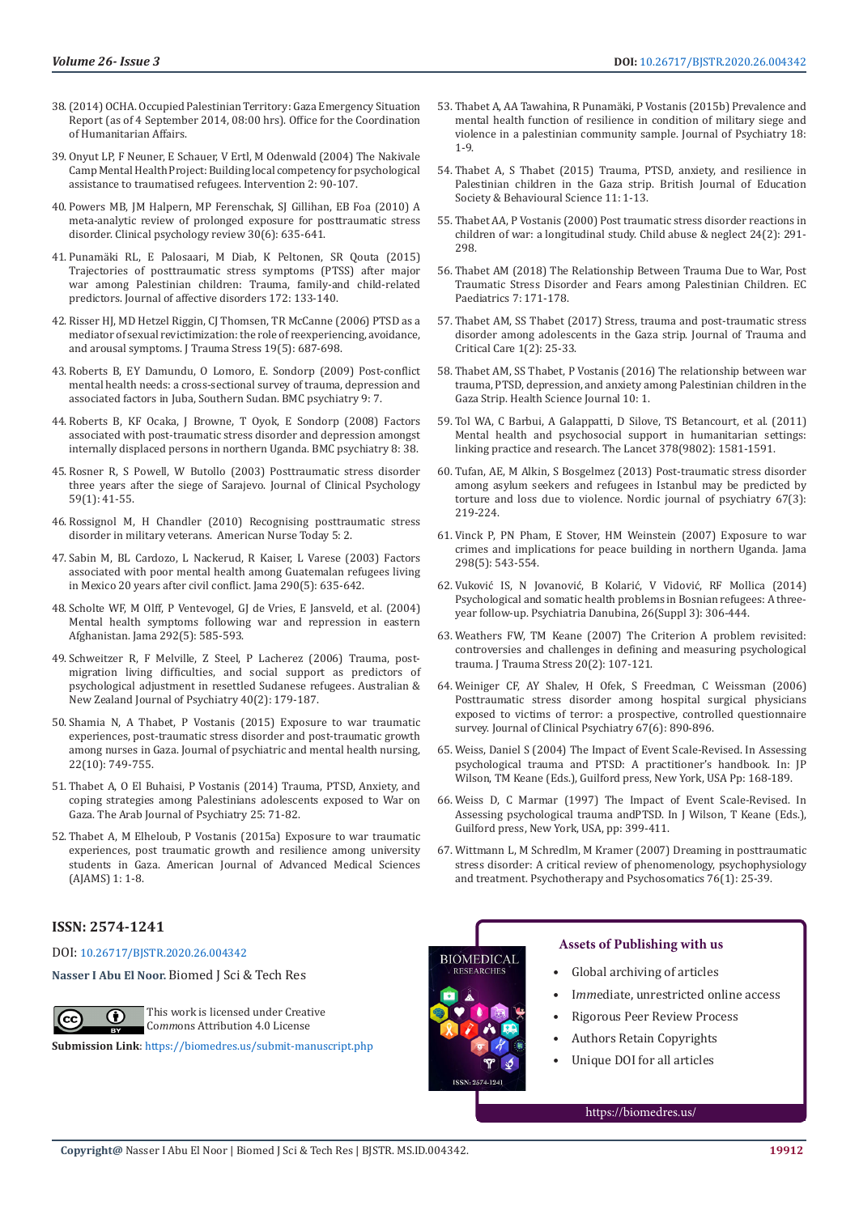38. (2014) OCHA. Occupied Palestinian Territory: Gaza Emergency Situation Report (as of 4 September 2014, 08:00 hrs). Office for the Coordination of Humanitarian Affairs.
39. Onyut LP, F Neuner, E Schauer, V Ertl, M Odenwald (2004) The Nakivale Camp Mental Health Project: Building local competency for psychological assistance to traumatised refugees. Intervention 2: 90-107.
40. Powers MB, JM Halpern, MP Ferenschak, SJ Gillihan, EB Foa (2010) A meta-analytic review of prolonged exposure for posttraumatic stress disorder. Clinical psychology review 30(6): 635-641.
41. Punamäki RL, E Palosaari, M Diab, K Peltonen, SR Qouta (2015) Trajectories of posttraumatic stress symptoms (PTSS) after major war among Palestinian children: Trauma, family-and child-related predictors. Journal of affective disorders 172: 133-140.
42. Risser HJ, MD Hetzel Riggin, CJ Thomsen, TR McCanne (2006) PTSD as a mediator of sexual revictimization: the role of reexperiencing, avoidance, and arousal symptoms. J Trauma Stress 19(5): 687-698.
43. Roberts B, EY Damundu, O Lomoro, E. Sondorp (2009) Post-conflict mental health needs: a cross-sectional survey of trauma, depression and associated factors in Juba, Southern Sudan. BMC psychiatry 9: 7.
44. Roberts B, KF Ocaka, J Browne, T Oyok, E Sondorp (2008) Factors associated with post-traumatic stress disorder and depression amongst internally displaced persons in northern Uganda. BMC psychiatry 8: 38.
45. Rosner R, S Powell, W Butollo (2003) Posttraumatic stress disorder three years after the siege of Sarajevo. Journal of Clinical Psychology 59(1): 41-55.
46. Rossignol M, H Chandler (2010) Recognising posttraumatic stress disorder in military veterans. American Nurse Today 5: 2.
47. Sabin M, BL Cardozo, L Nackerud, R Kaiser, L Varese (2003) Factors associated with poor mental health among Guatemalan refugees living in Mexico 20 years after civil conflict. Jama 290(5): 635-642.
48. Scholte WF, M Olff, P Ventevogel, GJ de Vries, E Jansveld, et al. (2004) Mental health symptoms following war and repression in eastern Afghanistan. Jama 292(5): 585-593.
49. Schweitzer R, F Melville, Z Steel, P Lacherez (2006) Trauma, post-migration living difficulties, and social support as predictors of psychological adjustment in resettled Sudanese refugees. Australian & New Zealand Journal of Psychiatry 40(2): 179-187.
50. Shamia N, A Thabet, P Vostanis (2015) Exposure to war traumatic experiences, post-traumatic stress disorder and post-traumatic growth among nurses in Gaza. Journal of psychiatric and mental health nursing, 22(10): 749-755.
51. Thabet A, O El Buhaisi, P Vostanis (2014) Trauma, PTSD, Anxiety, and coping strategies among Palestinians adolescents exposed to War on Gaza. The Arab Journal of Psychiatry 25: 71-82.
52. Thabet A, M Elheloub, P Vostanis (2015a) Exposure to war traumatic experiences, post traumatic growth and resilience among university students in Gaza. American Journal of Advanced Medical Sciences (AJAMS) 1: 1-8.
53. Thabet A, AA Tawahina, R Punamäki, P Vostanis (2015b) Prevalence and mental health function of resilience in condition of military siege and violence in a palestinian community sample. Journal of Psychiatry 18: 1-9.
54. Thabet A, S Thabet (2015) Trauma, PTSD, anxiety, and resilience in Palestinian children in the Gaza strip. British Journal of Education Society & Behavioural Science 11: 1-13.
55. Thabet AA, P Vostanis (2000) Post traumatic stress disorder reactions in children of war: a longitudinal study. Child abuse & neglect 24(2): 291-298.
56. Thabet AM (2018) The Relationship Between Trauma Due to War, Post Traumatic Stress Disorder and Fears among Palestinian Children. EC Paediatrics 7: 171-178.
57. Thabet AM, SS Thabet (2017) Stress, trauma and post-traumatic stress disorder among adolescents in the Gaza strip. Journal of Trauma and Critical Care 1(2): 25-33.
58. Thabet AM, SS Thabet, P Vostanis (2016) The relationship between war trauma, PTSD, depression, and anxiety among Palestinian children in the Gaza Strip. Health Science Journal 10: 1.
59. Tol WA, C Barbui, A Galappatti, D Silove, TS Betancourt, et al. (2011) Mental health and psychosocial support in humanitarian settings: linking practice and research. The Lancet 378(9802): 1581-1591.
60. Tufan, AE, M Alkin, S Bosgelmez (2013) Post-traumatic stress disorder among asylum seekers and refugees in Istanbul may be predicted by torture and loss due to violence. Nordic journal of psychiatry 67(3): 219-224.
61. Vinck P, PN Pham, E Stover, HM Weinstein (2007) Exposure to war crimes and implications for peace building in northern Uganda. Jama 298(5): 543-554.
62. Vuković IS, N Jovanović, B Kolarić, V Vidović, RF Mollica (2014) Psychological and somatic health problems in Bosnian refugees: A three-year follow-up. Psychiatria Danubina, 26(Suppl 3): 306-444.
63. Weathers FW, TM Keane (2007) The Criterion A problem revisited: controversies and challenges in defining and measuring psychological trauma. J Trauma Stress 20(2): 107-121.
64. Weiniger CF, AY Shalev, H Ofek, S Freedman, C Weissman (2006) Posttraumatic stress disorder among hospital surgical physicians exposed to victims of terror: a prospective, controlled questionnaire survey. Journal of Clinical Psychiatry 67(6): 890-896.
65. Weiss, Daniel S (2004) The Impact of Event Scale-Revised. In Assessing psychological trauma and PTSD: A practitioner's handbook. In: JP Wilson, TM Keane (Eds.), Guilford press, New York, USA Pp: 168-189.
66. Weiss D, C Marmar (1997) The Impact of Event Scale-Revised. In Assessing psychological trauma andPTSD. In J Wilson, T Keane (Eds.), Guilford press, New York, USA, pp: 399-411.
67. Wittmann L, M Schredlm, M Kramer (2007) Dreaming in posttraumatic stress disorder: A critical review of phenomenology, psychophysiology and treatment. Psychotherapy and Psychosomatics 76(1): 25-39.

**ISSN: 2574-1241**

DOI: 10.26717/BJSTR.2020.26.004342

**Nasser I Abu El Noor.** Biomed J Sci & Tech Res

This work is licensed under Creative Commons Attribution 4.0 License

**Submission Link**: https://biomedres.us/submit-manuscript.php

### Assets of Publishing with us

- Global archiving of articles
- Immediate, unrestricted online access
- Rigorous Peer Review Process
- Authors Retain Copyrights
- Unique DOI for all articles

https://biomedres.us/